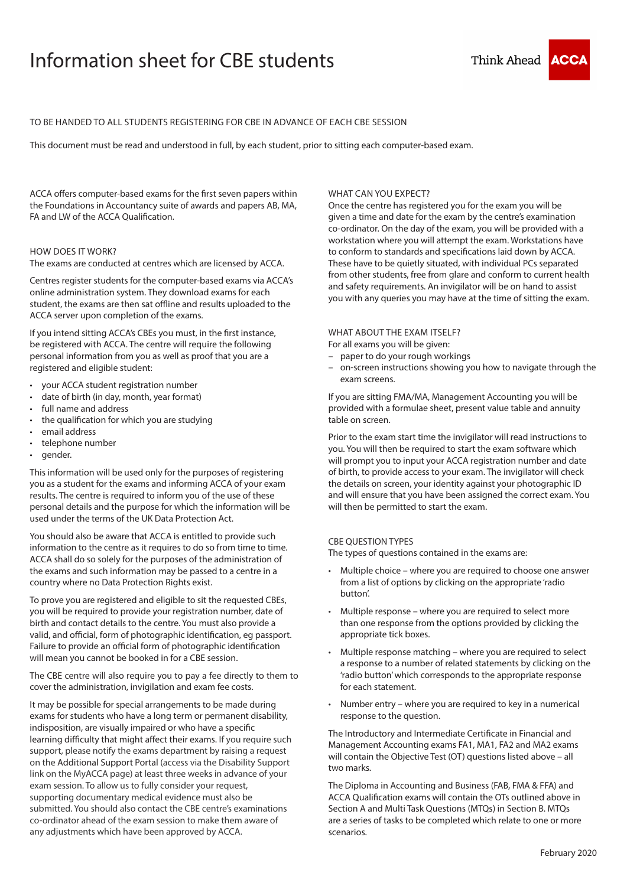# Information sheet for CBE students

Think Ahead ACCA

TO BE HANDED TO ALL STUDENTS REGISTERING FOR CBE IN ADVANCE OF EACH CBE SESSION

This document must be read and understood in full, by each student, prior to sitting each computer-based exam.

ACCA offers computer-based exams for the first seven papers within the Foundations in Accountancy suite of awards and papers AB, MA, FA and LW of the ACCA Qualification.

## HOW DOES IT WORK?

The exams are conducted at centres which are licensed by ACCA.

Centres register students for the computer-based exams via ACCA's online administration system. They download exams for each student, the exams are then sat offline and results uploaded to the ACCA server upon completion of the exams.

If you intend sitting ACCA's CBEs you must, in the first instance, be registered with ACCA. The centre will require the following personal information from you as well as proof that you are a registered and eligible student:

- your ACCA student registration number
- date of birth (in day, month, year format)
- full name and address
- the qualification for which you are studying
- email address
- telephone number
- gender.

This information will be used only for the purposes of registering you as a student for the exams and informing ACCA of your exam results. The centre is required to inform you of the use of these personal details and the purpose for which the information will be used under the terms of the UK Data Protection Act.

You should also be aware that ACCA is entitled to provide such information to the centre as it requires to do so from time to time. ACCA shall do so solely for the purposes of the administration of the exams and such information may be passed to a centre in a country where no Data Protection Rights exist.

To prove you are registered and eligible to sit the requested CBEs, you will be required to provide your registration number, date of birth and contact details to the centre. You must also provide a valid, and official, form of photographic identification, eg passport. Failure to provide an official form of photographic identification will mean you cannot be booked in for a CBE session.

The CBE centre will also require you to pay a fee directly to them to cover the administration, invigilation and exam fee costs.

It may be possible for special arrangements to be made during exams for students who have a long term or permanent disability, indisposition, are visually impaired or who have a specific learning difficulty that might affect their exams. If you require such support, please notify the exams department by raising a request on the Additional Support Portal (access via the Disability Support link on the MyACCA page) at least three weeks in advance of your exam session. To allow us to fully consider your request, supporting documentary medical evidence must also be submitted. You should also contact the CBE centre's examinations co-ordinator ahead of the exam session to make them aware of any adjustments which have been approved by ACCA.

## WHAT CAN YOU EXPECT?

Once the centre has registered you for the exam you will be given a time and date for the exam by the centre's examination co-ordinator. On the day of the exam, you will be provided with a workstation where you will attempt the exam. Workstations have to conform to standards and specifications laid down by ACCA. These have to be quietly situated, with individual PCs separated from other students, free from glare and conform to current health and safety requirements. An invigilator will be on hand to assist you with any queries you may have at the time of sitting the exam.

## WHAT ABOUT THE EXAM ITSELF?

For all exams you will be given:

- paper to do your rough workings
- on-screen instructions showing you how to navigate through the exam screens.

If you are sitting FMA/MA, Management Accounting you will be provided with a formulae sheet, present value table and annuity table on screen.

Prior to the exam start time the invigilator will read instructions to you. You will then be required to start the exam software which will prompt you to input your ACCA registration number and date of birth, to provide access to your exam. The invigilator will check the details on screen, your identity against your photographic ID and will ensure that you have been assigned the correct exam. You will then be permitted to start the exam.

## CBE QUESTION TYPES

The types of questions contained in the exams are:

- Multiple choice – where you are required to choose one answer from a list of options by clicking on the appropriate 'radio button'.
- Multiple response – where you are required to select more than one response from the options provided by clicking the appropriate tick boxes.
- Multiple response matching – where you are required to select a response to a number of related statements by clicking on the 'radio button' which corresponds to the appropriate response for each statement.
- Number entry – where you are required to key in a numerical response to the question.

The Introductory and Intermediate Certificate in Financial and Management Accounting exams FA1, MA1, FA2 and MA2 exams will contain the Objective Test (OT) questions listed above – all two marks.

The Diploma in Accounting and Business (FAB, FMA & FFA) and ACCA Qualification exams will contain the OTs outlined above in Section A and Multi Task Questions (MTQs) in Section B. MTQs are a series of tasks to be completed which relate to one or more scenarios.

February 2020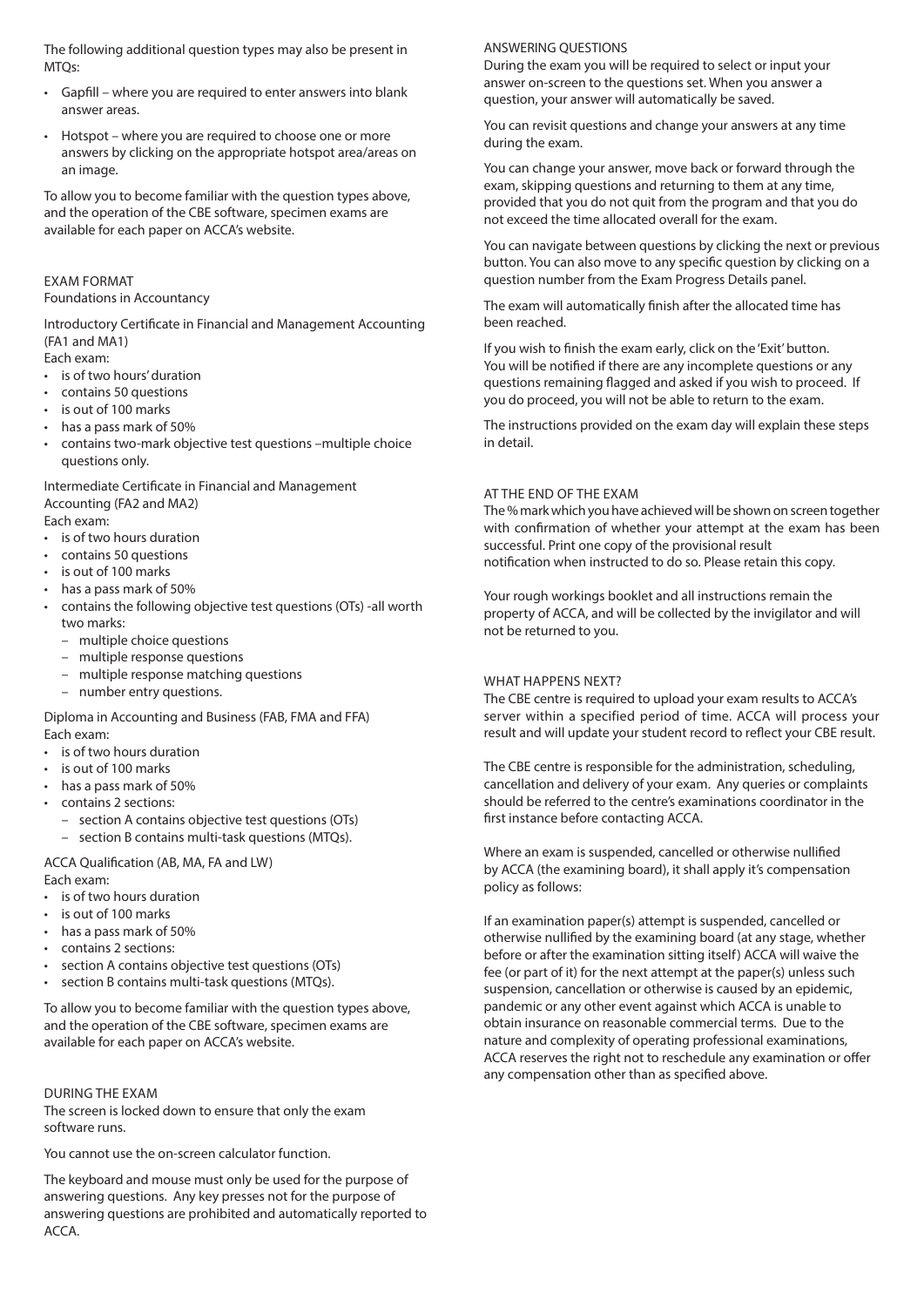The following additional question types may also be present in MTQs:

- Gapfill – where you are required to enter answers into blank answer areas.
- Hotspot – where you are required to choose one or more answers by clicking on the appropriate hotspot area/areas on an image.

To allow you to become familiar with the question types above, and the operation of the CBE software, specimen exams are available for each paper on ACCA's website.

## EXAM FORMAT

Foundations in Accountancy

Introductory Certificate in Financial and Management Accounting (FA1 and MA1)
Each exam:

- is of two hours' duration
- contains 50 questions
- is out of 100 marks
- has a pass mark of 50%
- contains two-mark objective test questions –multiple choice questions only.

Intermediate Certificate in Financial and Management Accounting (FA2 and MA2)
Each exam:

- is of two hours duration
- contains 50 questions
- is out of 100 marks
- has a pass mark of 50%
- contains the following objective test questions (OTs) -all worth two marks:
  - multiple choice questions
  - multiple response questions
  - multiple response matching questions
  - number entry questions.

Diploma in Accounting and Business (FAB, FMA and FFA)
Each exam:

- is of two hours duration
- is out of 100 marks
- has a pass mark of 50%
- contains 2 sections:
  - section A contains objective test questions (OTs)
  - section B contains multi-task questions (MTQs).

ACCA Qualification (AB, MA, FA and LW)
Each exam:

- is of two hours duration
- is out of 100 marks
- has a pass mark of 50%
- contains 2 sections:
- section A contains objective test questions (OTs)
- section B contains multi-task questions (MTQs).

To allow you to become familiar with the question types above, and the operation of the CBE software, specimen exams are available for each paper on ACCA's website.

## DURING THE EXAM

The screen is locked down to ensure that only the exam software runs.

You cannot use the on-screen calculator function.

The keyboard and mouse must only be used for the purpose of answering questions. Any key presses not for the purpose of answering questions are prohibited and automatically reported to ACCA.

## ANSWERING QUESTIONS

During the exam you will be required to select or input your answer on-screen to the questions set. When you answer a question, your answer will automatically be saved.

You can revisit questions and change your answers at any time during the exam.

You can change your answer, move back or forward through the exam, skipping questions and returning to them at any time, provided that you do not quit from the program and that you do not exceed the time allocated overall for the exam.

You can navigate between questions by clicking the next or previous button. You can also move to any specific question by clicking on a question number from the Exam Progress Details panel.

The exam will automatically finish after the allocated time has been reached.

If you wish to finish the exam early, click on the 'Exit' button. You will be notified if there are any incomplete questions or any questions remaining flagged and asked if you wish to proceed. If you do proceed, you will not be able to return to the exam.

The instructions provided on the exam day will explain these steps in detail.

## AT THE END OF THE EXAM

The % mark which you have achieved will be shown on screen together with confirmation of whether your attempt at the exam has been successful. Print one copy of the provisional result notification when instructed to do so. Please retain this copy.

Your rough workings booklet and all instructions remain the property of ACCA, and will be collected by the invigilator and will not be returned to you.

## WHAT HAPPENS NEXT?

The CBE centre is required to upload your exam results to ACCA's server within a specified period of time. ACCA will process your result and will update your student record to reflect your CBE result.

The CBE centre is responsible for the administration, scheduling, cancellation and delivery of your exam. Any queries or complaints should be referred to the centre's examinations coordinator in the first instance before contacting ACCA.

Where an exam is suspended, cancelled or otherwise nullified by ACCA (the examining board), it shall apply it's compensation policy as follows:

If an examination paper(s) attempt is suspended, cancelled or otherwise nullified by the examining board (at any stage, whether before or after the examination sitting itself) ACCA will waive the fee (or part of it) for the next attempt at the paper(s) unless such suspension, cancellation or otherwise is caused by an epidemic, pandemic or any other event against which ACCA is unable to obtain insurance on reasonable commercial terms. Due to the nature and complexity of operating professional examinations, ACCA reserves the right not to reschedule any examination or offer any compensation other than as specified above.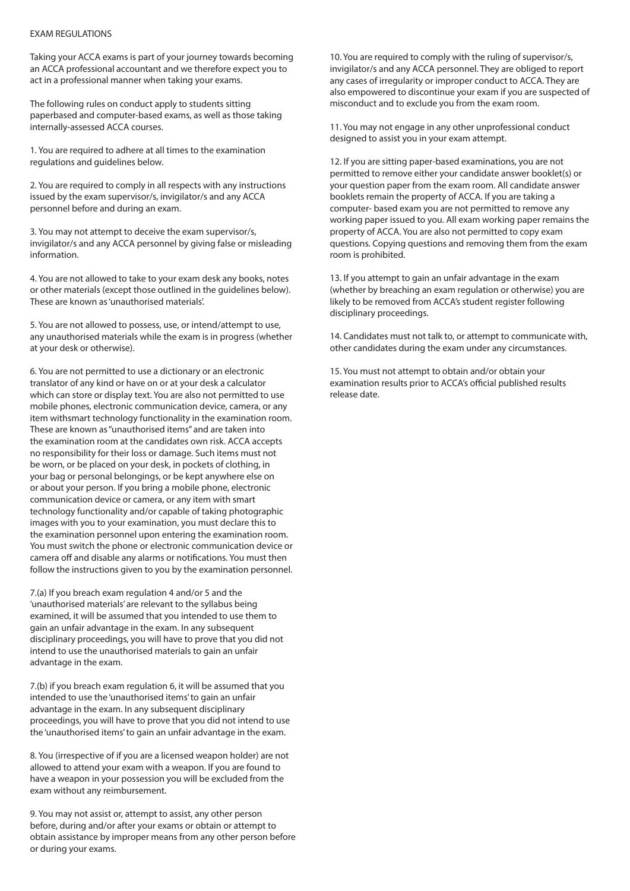EXAM REGULATIONS

Taking your ACCA exams is part of your journey towards becoming an ACCA professional accountant and we therefore expect you to act in a professional manner when taking your exams.

The following rules on conduct apply to students sitting paperbased and computer-based exams, as well as those taking internally-assessed ACCA courses.

1. You are required to adhere at all times to the examination regulations and guidelines below.

2. You are required to comply in all respects with any instructions issued by the exam supervisor/s, invigilator/s and any ACCA personnel before and during an exam.

3. You may not attempt to deceive the exam supervisor/s, invigilator/s and any ACCA personnel by giving false or misleading information.

4. You are not allowed to take to your exam desk any books, notes or other materials (except those outlined in the guidelines below). These are known as 'unauthorised materials'.

5. You are not allowed to possess, use, or intend/attempt to use, any unauthorised materials while the exam is in progress (whether at your desk or otherwise).

6. You are not permitted to use a dictionary or an electronic translator of any kind or have on or at your desk a calculator which can store or display text. You are also not permitted to use mobile phones, electronic communication device, camera, or any item withsmart technology functionality in the examination room. These are known as "unauthorised items" and are taken into the examination room at the candidates own risk. ACCA accepts no responsibility for their loss or damage. Such items must not be worn, or be placed on your desk, in pockets of clothing, in your bag or personal belongings, or be kept anywhere else on or about your person. If you bring a mobile phone, electronic communication device or camera, or any item with smart technology functionality and/or capable of taking photographic images with you to your examination, you must declare this to the examination personnel upon entering the examination room. You must switch the phone or electronic communication device or camera off and disable any alarms or notifications. You must then follow the instructions given to you by the examination personnel.

7.(a) If you breach exam regulation 4 and/or 5 and the 'unauthorised materials' are relevant to the syllabus being examined, it will be assumed that you intended to use them to gain an unfair advantage in the exam. In any subsequent disciplinary proceedings, you will have to prove that you did not intend to use the unauthorised materials to gain an unfair advantage in the exam.

7.(b) if you breach exam regulation 6, it will be assumed that you intended to use the 'unauthorised items' to gain an unfair advantage in the exam. In any subsequent disciplinary proceedings, you will have to prove that you did not intend to use the 'unauthorised items' to gain an unfair advantage in the exam.

8. You (irrespective of if you are a licensed weapon holder) are not allowed to attend your exam with a weapon. If you are found to have a weapon in your possession you will be excluded from the exam without any reimbursement.

9. You may not assist or, attempt to assist, any other person before, during and/or after your exams or obtain or attempt to obtain assistance by improper means from any other person before or during your exams.

10. You are required to comply with the ruling of supervisor/s, invigilator/s and any ACCA personnel. They are obliged to report any cases of irregularity or improper conduct to ACCA. They are also empowered to discontinue your exam if you are suspected of misconduct and to exclude you from the exam room.

11. You may not engage in any other unprofessional conduct designed to assist you in your exam attempt.

12. If you are sitting paper-based examinations, you are not permitted to remove either your candidate answer booklet(s) or your question paper from the exam room. All candidate answer booklets remain the property of ACCA. If you are taking a computer- based exam you are not permitted to remove any working paper issued to you. All exam working paper remains the property of ACCA. You are also not permitted to copy exam questions. Copying questions and removing them from the exam room is prohibited.

13. If you attempt to gain an unfair advantage in the exam (whether by breaching an exam regulation or otherwise) you are likely to be removed from ACCA's student register following disciplinary proceedings.

14. Candidates must not talk to, or attempt to communicate with, other candidates during the exam under any circumstances.

15. You must not attempt to obtain and/or obtain your examination results prior to ACCA's official published results release date.